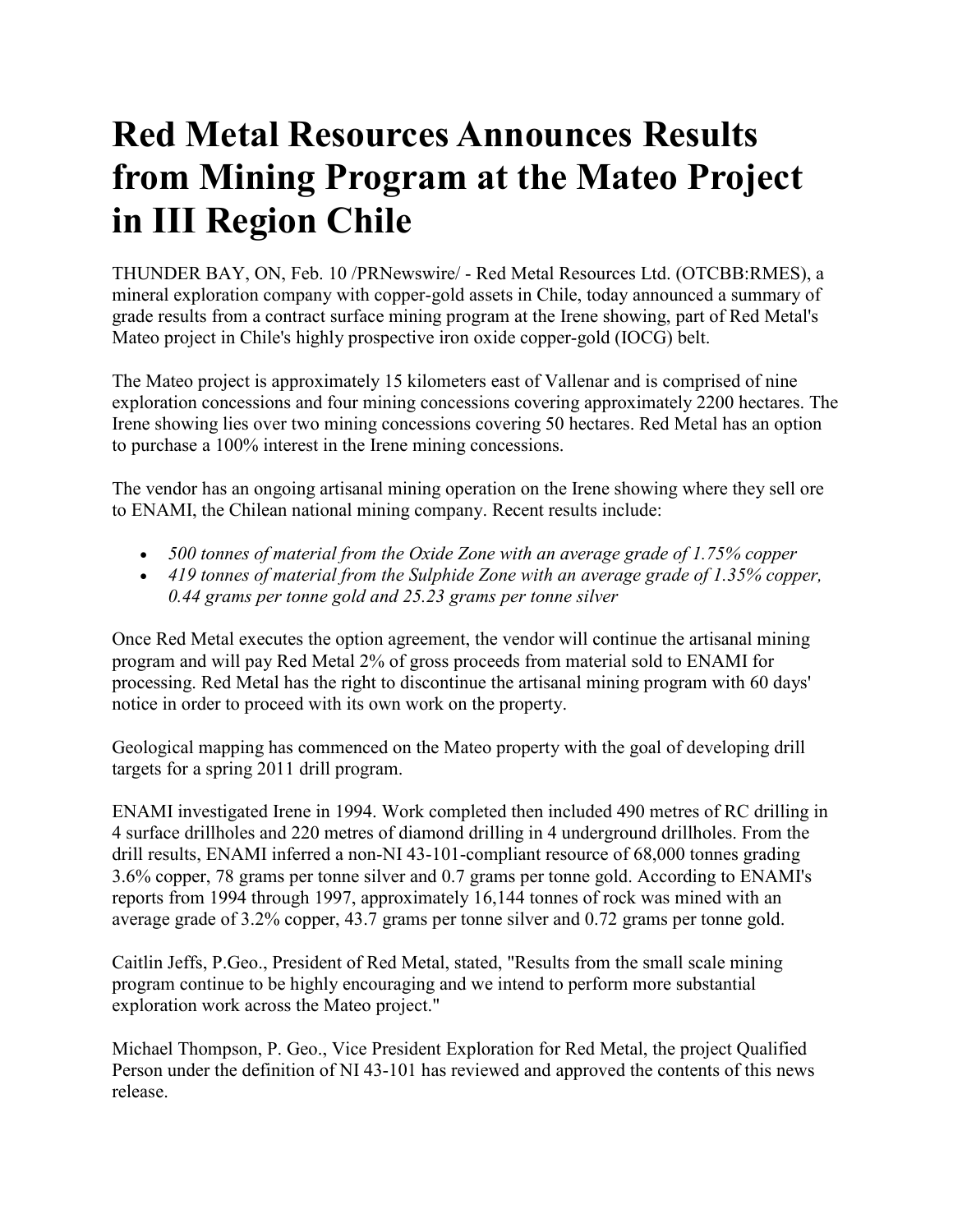# Red Metal Resources Announces Results from Mining Program at the Mateo Project in III Region Chile

THUNDER BAY, ON, Feb. 10 /PRNewswire/ - Red Metal Resources Ltd. (OTCBB:RMES), a mineral exploration company with copper-gold assets in Chile, today announced a summary of grade results from a contract surface mining program at the Irene showing, part of Red Metal's Mateo project in Chile's highly prospective iron oxide copper-gold (IOCG) belt.

The Mateo project is approximately 15 kilometers east of Vallenar and is comprised of nine exploration concessions and four mining concessions covering approximately 2200 hectares. The Irene showing lies over two mining concessions covering 50 hectares. Red Metal has an option to purchase a 100% interest in the Irene mining concessions.

The vendor has an ongoing artisanal mining operation on the Irene showing where they sell ore to ENAMI, the Chilean national mining company. Recent results include:

- *500 tonnes of material from the Oxide Zone with an average grade of 1.75% copper*
- *419 tonnes of material from the Sulphide Zone with an average grade of 1.35% copper, 0.44 grams per tonne gold and 25.23 grams per tonne silver*

Once Red Metal executes the option agreement, the vendor will continue the artisanal mining program and will pay Red Metal 2% of gross proceeds from material sold to ENAMI for processing. Red Metal has the right to discontinue the artisanal mining program with 60 days' notice in order to proceed with its own work on the property.

Geological mapping has commenced on the Mateo property with the goal of developing drill targets for a spring 2011 drill program.

ENAMI investigated Irene in 1994. Work completed then included 490 metres of RC drilling in 4 surface drillholes and 220 metres of diamond drilling in 4 underground drillholes. From the drill results, ENAMI inferred a non-NI 43-101-compliant resource of 68,000 tonnes grading 3.6% copper, 78 grams per tonne silver and 0.7 grams per tonne gold. According to ENAMI's reports from 1994 through 1997, approximately 16,144 tonnes of rock was mined with an average grade of 3.2% copper, 43.7 grams per tonne silver and 0.72 grams per tonne gold.

Caitlin Jeffs, P.Geo., President of Red Metal, stated, "Results from the small scale mining program continue to be highly encouraging and we intend to perform more substantial exploration work across the Mateo project."

Michael Thompson, P. Geo., Vice President Exploration for Red Metal, the project Qualified Person under the definition of NI 43-101 has reviewed and approved the contents of this news release.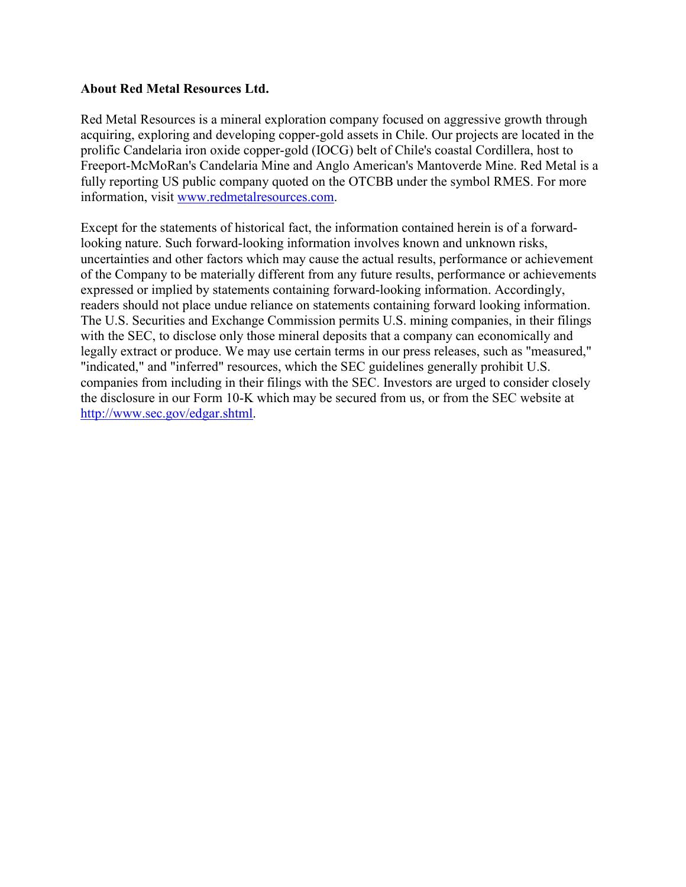**About Red Metal Resources Ltd.**

Red Metal Resources is a mineral exploration company focused on aggressive growth through acquiring, exploring and developing copper-gold assets in Chile. Our projects are located in the prolific Candelaria iron oxide copper-gold (IOCG) belt of Chile's coastal Cordillera, host to Freeport-McMoRan's Candelaria Mine and Anglo American's Mantoverde Mine. Red Metal is a fully reporting US public company quoted on the OTCBB under the symbol RMES. For more information, visit [www.redmetalresources.com](http://www.redmetalresources.com).

Except for the statements of historical fact, the information contained herein is of a forward-looking nature. Such forward-looking information involves known and unknown risks, uncertainties and other factors which may cause the actual results, performance or achievement of the Company to be materially different from any future results, performance or achievements expressed or implied by statements containing forward-looking information. Accordingly, readers should not place undue reliance on statements containing forward looking information. The U.S. Securities and Exchange Commission permits U.S. mining companies, in their filings with the SEC, to disclose only those mineral deposits that a company can economically and legally extract or produce. We may use certain terms in our press releases, such as "measured," "indicated," and "inferred" resources, which the SEC guidelines generally prohibit U.S. companies from including in their filings with the SEC. Investors are urged to consider closely the disclosure in our Form 10-K which may be secured from us, or from the SEC website at [http://www.sec.gov/edgar.shtml](http://www.sec.gov/edgar.shtml).